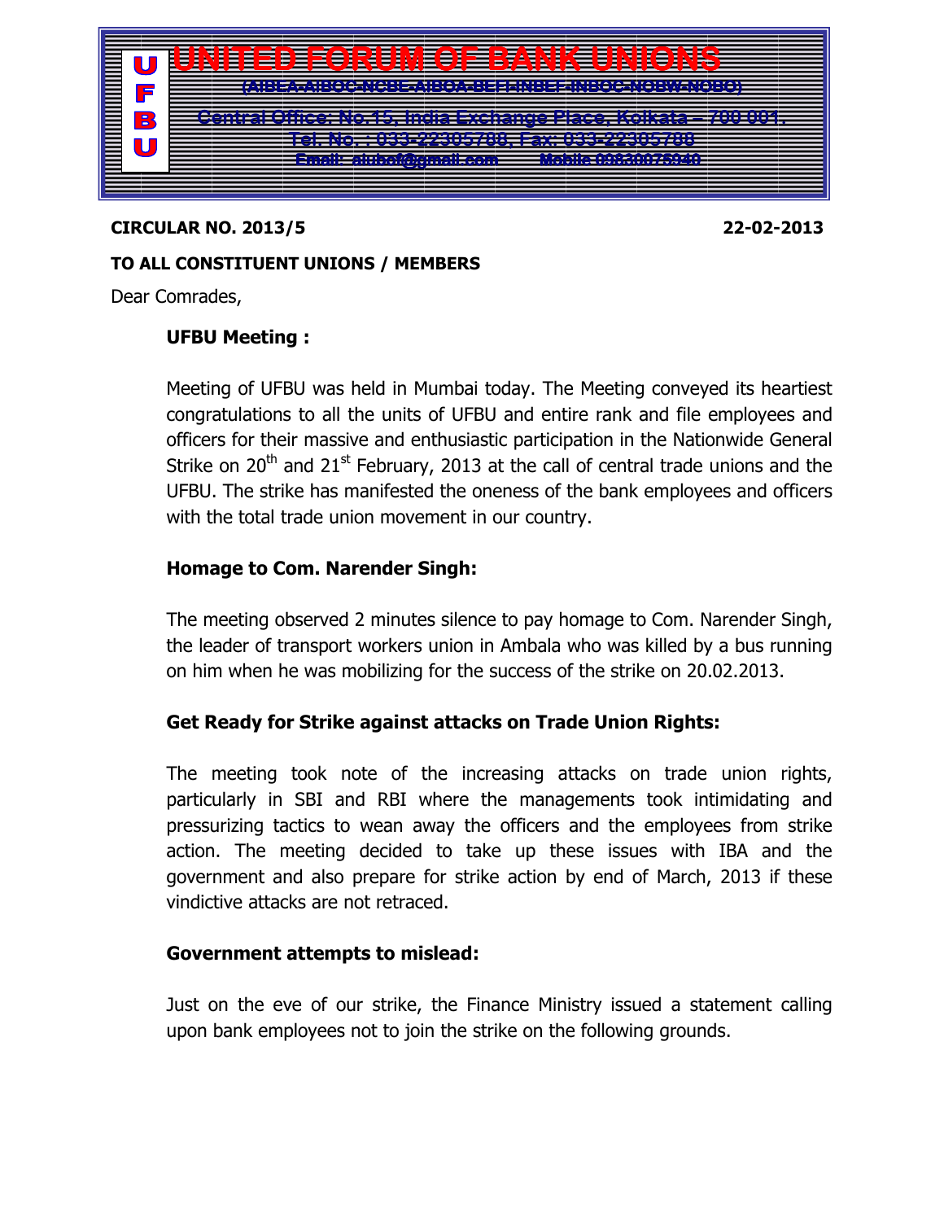# UNITED FORUM OF BANK UNIONS

**UFBU**

**(AIBEA-AIBOC-NCBE-AIBOA-BEFI-INBEF-INBOC-NOBW-NOBO)**

**Central Office: No.15, India Exchange Place, Kolkata – 700 001.**

**Tel. No. : 033-22305788, Fax: 033-22305788**

**Email: aiuboi@gmail.com Mobile 09830076940**

**CIRCULAR NO. 2013/5** **22-02-2013**

**TO ALL CONSTITUENT UNIONS / MEMBERS**

Dear Comrades,

**UFBU Meeting :**

Meeting of UFBU was held in Mumbai today. The Meeting conveyed its heartiest congratulations to all the units of UFBU and entire rank and file employees and officers for their massive and enthusiastic participation in the Nationwide General Strike on 20th and 21st February, 2013 at the call of central trade unions and the UFBU. The strike has manifested the oneness of the bank employees and officers with the total trade union movement in our country.

**Homage to Com. Narender Singh:**

The meeting observed 2 minutes silence to pay homage to Com. Narender Singh, the leader of transport workers union in Ambala who was killed by a bus running on him when he was mobilizing for the success of the strike on 20.02.2013.

**Get Ready for Strike against attacks on Trade Union Rights:**

The meeting took note of the increasing attacks on trade union rights, particularly in SBI and RBI where the managements took intimidating and pressurizing tactics to wean away the officers and the employees from strike action. The meeting decided to take up these issues with IBA and the government and also prepare for strike action by end of March, 2013 if these vindictive attacks are not retraced.

**Government attempts to mislead:**

Just on the eve of our strike, the Finance Ministry issued a statement calling upon bank employees not to join the strike on the following grounds.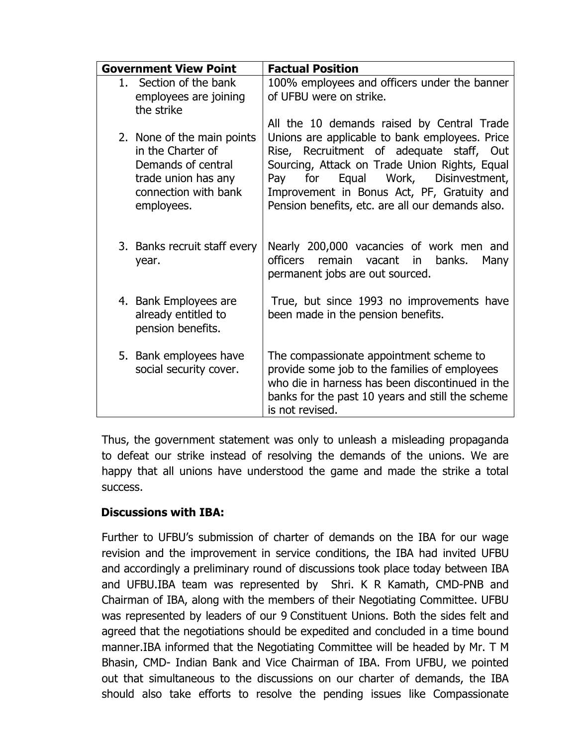| Government View Point | Factual Position |
|---|---|
| 1. Section of the bank employees are joining the strike | 100% employees and officers under the banner of UFBU were on strike. |
| 2. None of the main points in the Charter of Demands of central trade union has any connection with bank employees. | All the 10 demands raised by Central Trade Unions are applicable to bank employees. Price Rise, Recruitment of adequate staff, Out Sourcing, Attack on Trade Union Rights, Equal Pay for Equal Work, Disinvestment, Improvement in Bonus Act, PF, Gratuity and Pension benefits, etc. are all our demands also. |
| 3. Banks recruit staff every year. | Nearly 200,000 vacancies of work men and officers remain vacant in banks. Many permanent jobs are out sourced. |
| 4. Bank Employees are already entitled to pension benefits. | True, but since 1993 no improvements have been made in the pension benefits. |
| 5. Bank employees have social security cover. | The compassionate appointment scheme to provide some job to the families of employees who die in harness has been discontinued in the banks for the past 10 years and still the scheme is not revised. |

Thus, the government statement was only to unleash a misleading propaganda to defeat our strike instead of resolving the demands of the unions. We are happy that all unions have understood the game and made the strike a total success.

**Discussions with IBA:**

Further to UFBU's submission of charter of demands on the IBA for our wage revision and the improvement in service conditions, the IBA had invited UFBU and accordingly a preliminary round of discussions took place today between IBA and UFBU.IBA team was represented by Shri. K R Kamath, CMD-PNB and Chairman of IBA, along with the members of their Negotiating Committee. UFBU was represented by leaders of our 9 Constituent Unions. Both the sides felt and agreed that the negotiations should be expedited and concluded in a time bound manner.IBA informed that the Negotiating Committee will be headed by Mr. T M Bhasin, CMD- Indian Bank and Vice Chairman of IBA. From UFBU, we pointed out that simultaneous to the discussions on our charter of demands, the IBA should also take efforts to resolve the pending issues like Compassionate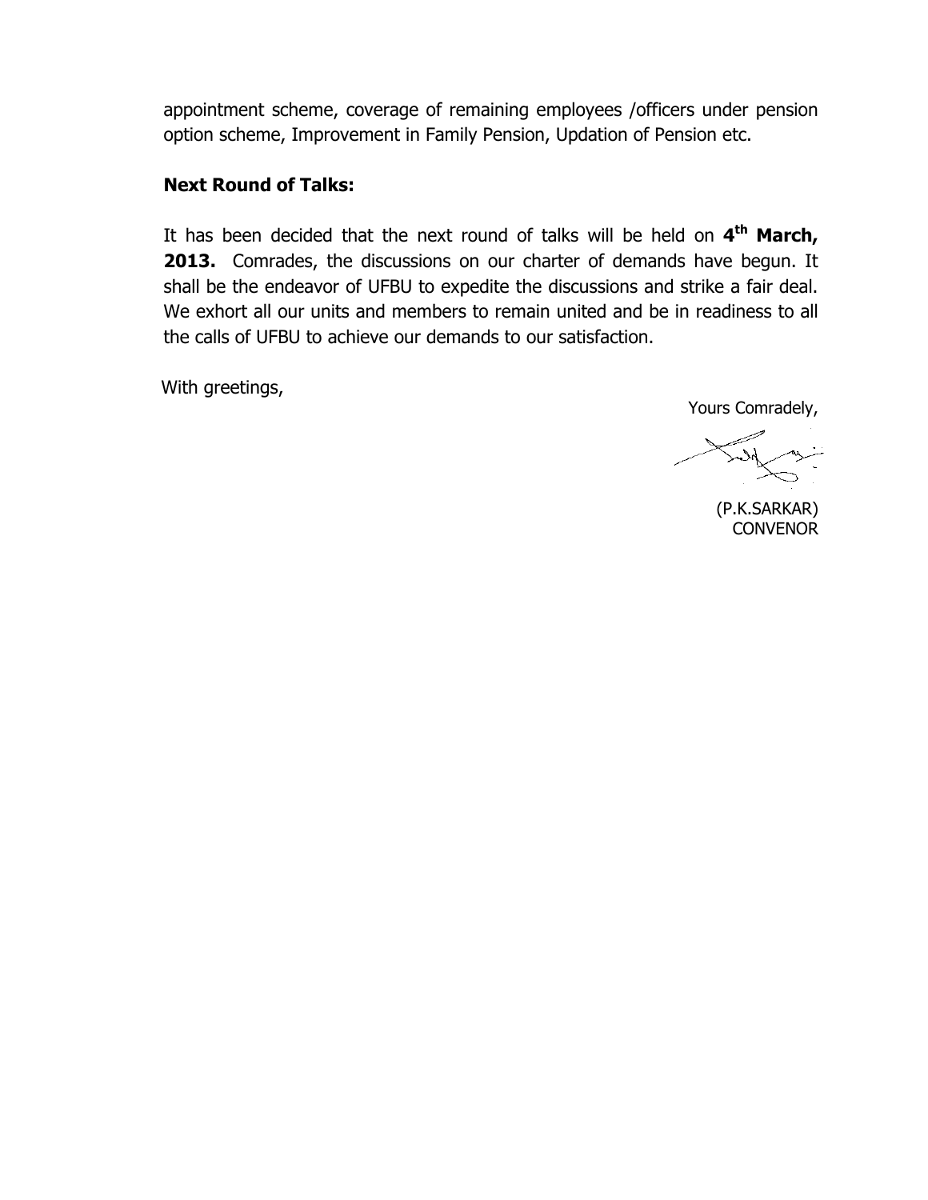appointment scheme, coverage of remaining employees /officers under pension option scheme, Improvement in Family Pension, Updation of Pension etc.

**Next Round of Talks:**

It has been decided that the next round of talks will be held on **4th March, 2013.** Comrades, the discussions on our charter of demands have begun. It shall be the endeavor of UFBU to expedite the discussions and strike a fair deal. We exhort all our units and members to remain united and be in readiness to all the calls of UFBU to achieve our demands to our satisfaction.

With greetings,

Yours Comradely,

(P.K.SARKAR)
CONVENOR